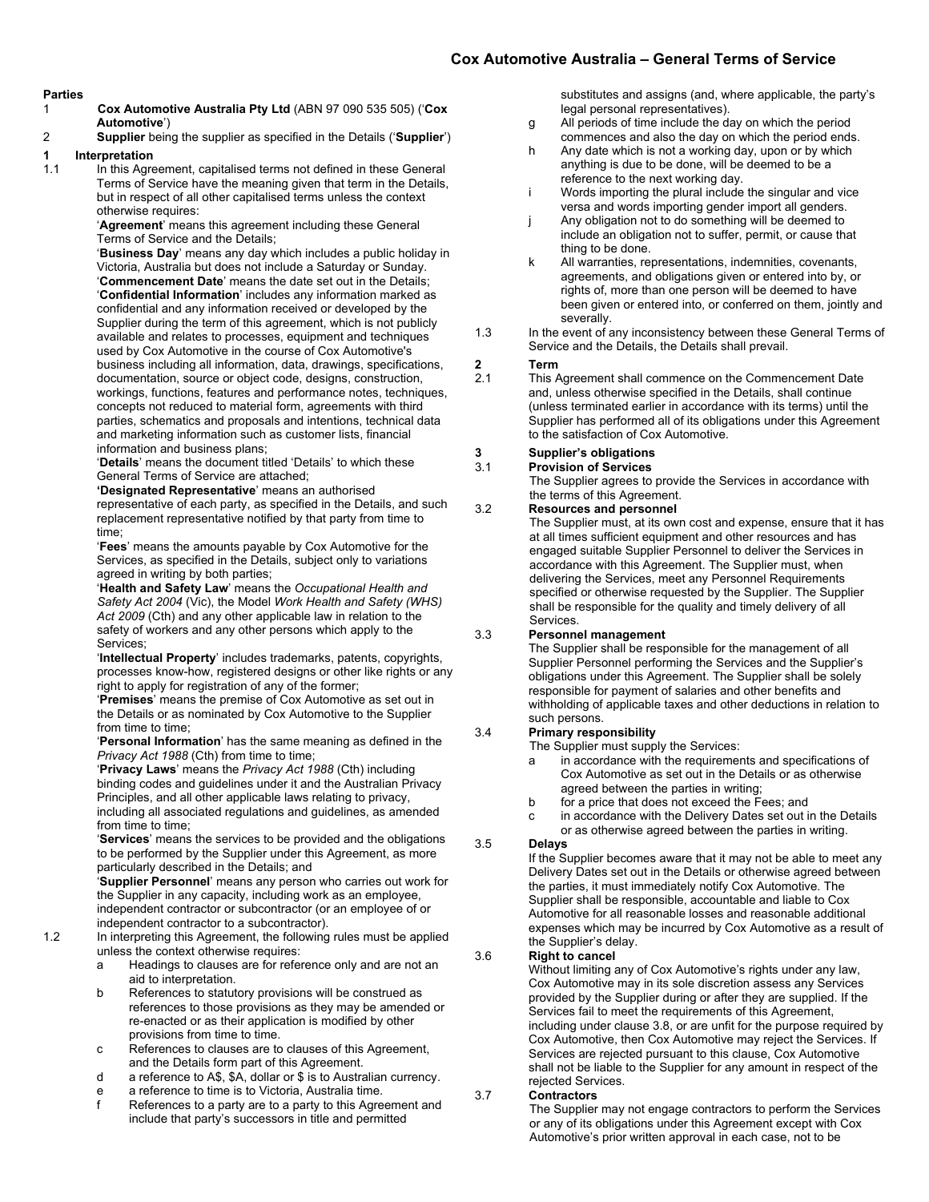# Cox Automotive Australia – General Terms of Service

**Parties**

1 **Cox Automotive Australia Pty Ltd** (ABN 97 090 535 505) ('**Cox Automotive**')

2 **Supplier** being the supplier as specified in the Details ('**Supplier**')

## 1 Interpretation

1.1 In this Agreement, capitalised terms not defined in these General Terms of Service have the meaning given that term in the Details, but in respect of all other capitalised terms unless the context otherwise requires:

'**Agreement**' means this agreement including these General Terms of Service and the Details;

'**Business Day**' means any day which includes a public holiday in Victoria, Australia but does not include a Saturday or Sunday.

'**Commencement Date**' means the date set out in the Details;

'**Confidential Information**' includes any information marked as confidential and any information received or developed by the Supplier during the term of this agreement, which is not publicly available and relates to processes, equipment and techniques used by Cox Automotive in the course of Cox Automotive's business including all information, data, drawings, specifications, documentation, source or object code, designs, construction, workings, functions, features and performance notes, techniques, concepts not reduced to material form, agreements with third parties, schematics and proposals and intentions, technical data and marketing information such as customer lists, financial information and business plans;

'**Details**' means the document titled 'Details' to which these General Terms of Service are attached;

**'Designated Representative**' means an authorised representative of each party, as specified in the Details, and such replacement representative notified by that party from time to time;

'**Fees**' means the amounts payable by Cox Automotive for the Services, as specified in the Details, subject only to variations agreed in writing by both parties;

'**Health and Safety Law**' means the *Occupational Health and Safety Act 2004* (Vic), the Model *Work Health and Safety (WHS) Act 2009* (Cth) and any other applicable law in relation to the safety of workers and any other persons which apply to the Services;

'**Intellectual Property**' includes trademarks, patents, copyrights, processes know-how, registered designs or other like rights or any right to apply for registration of any of the former;

'**Premises**' means the premise of Cox Automotive as set out in the Details or as nominated by Cox Automotive to the Supplier from time to time;

'**Personal Information**' has the same meaning as defined in the *Privacy Act 1988* (Cth) from time to time;

'**Privacy Laws**' means the *Privacy Act 1988* (Cth) including binding codes and guidelines under it and the Australian Privacy Principles, and all other applicable laws relating to privacy, including all associated regulations and guidelines, as amended from time to time;

'**Services**' means the services to be provided and the obligations to be performed by the Supplier under this Agreement, as more particularly described in the Details; and

'**Supplier Personnel**' means any person who carries out work for the Supplier in any capacity, including work as an employee, independent contractor or subcontractor (or an employee of or independent contractor to a subcontractor).

1.2 In interpreting this Agreement, the following rules must be applied unless the context otherwise requires:

a Headings to clauses are for reference only and are not an aid to interpretation.

b References to statutory provisions will be construed as references to those provisions as they may be amended or re-enacted or as their application is modified by other provisions from time to time.

c References to clauses are to clauses of this Agreement, and the Details form part of this Agreement.

d a reference to A$, $A, dollar or $ is to Australian currency.

e a reference to time is to Victoria, Australia time.

f References to a party are to a party to this Agreement and include that party's successors in title and permitted substitutes and assigns (and, where applicable, the party's legal personal representatives).

g All periods of time include the day on which the period commences and also the day on which the period ends.

h Any date which is not a working day, upon or by which anything is due to be done, will be deemed to be a reference to the next working day.

i Words importing the plural include the singular and vice versa and words importing gender import all genders.

j Any obligation not to do something will be deemed to include an obligation not to suffer, permit, or cause that thing to be done.

k All warranties, representations, indemnities, covenants, agreements, and obligations given or entered into by, or rights of, more than one person will be deemed to have been given or entered into, or conferred on them, jointly and severally.

1.3 In the event of any inconsistency between these General Terms of Service and the Details, the Details shall prevail.

## 2 Term

2.1 This Agreement shall commence on the Commencement Date and, unless otherwise specified in the Details, shall continue (unless terminated earlier in accordance with its terms) until the Supplier has performed all of its obligations under this Agreement to the satisfaction of Cox Automotive.

## 3 Supplier's obligations

### 3.1 Provision of Services

The Supplier agrees to provide the Services in accordance with the terms of this Agreement.

### 3.2 Resources and personnel

The Supplier must, at its own cost and expense, ensure that it has at all times sufficient equipment and other resources and has engaged suitable Supplier Personnel to deliver the Services in accordance with this Agreement. The Supplier must, when delivering the Services, meet any Personnel Requirements specified or otherwise requested by the Supplier. The Supplier shall be responsible for the quality and timely delivery of all Services.

### 3.3 Personnel management

The Supplier shall be responsible for the management of all Supplier Personnel performing the Services and the Supplier's obligations under this Agreement. The Supplier shall be solely responsible for payment of salaries and other benefits and withholding of applicable taxes and other deductions in relation to such persons.

### 3.4 Primary responsibility

The Supplier must supply the Services:

a in accordance with the requirements and specifications of Cox Automotive as set out in the Details or as otherwise agreed between the parties in writing;

b for a price that does not exceed the Fees; and

c in accordance with the Delivery Dates set out in the Details or as otherwise agreed between the parties in writing.

### 3.5 Delays

If the Supplier becomes aware that it may not be able to meet any Delivery Dates set out in the Details or otherwise agreed between the parties, it must immediately notify Cox Automotive. The Supplier shall be responsible, accountable and liable to Cox Automotive for all reasonable losses and reasonable additional expenses which may be incurred by Cox Automotive as a result of the Supplier's delay.

### 3.6 Right to cancel

Without limiting any of Cox Automotive's rights under any law, Cox Automotive may in its sole discretion assess any Services provided by the Supplier during or after they are supplied. If the Services fail to meet the requirements of this Agreement, including under clause 3.8, or are unfit for the purpose required by Cox Automotive, then Cox Automotive may reject the Services. If Services are rejected pursuant to this clause, Cox Automotive shall not be liable to the Supplier for any amount in respect of the rejected Services.

### 3.7 Contractors

The Supplier may not engage contractors to perform the Services or any of its obligations under this Agreement except with Cox Automotive's prior written approval in each case, not to be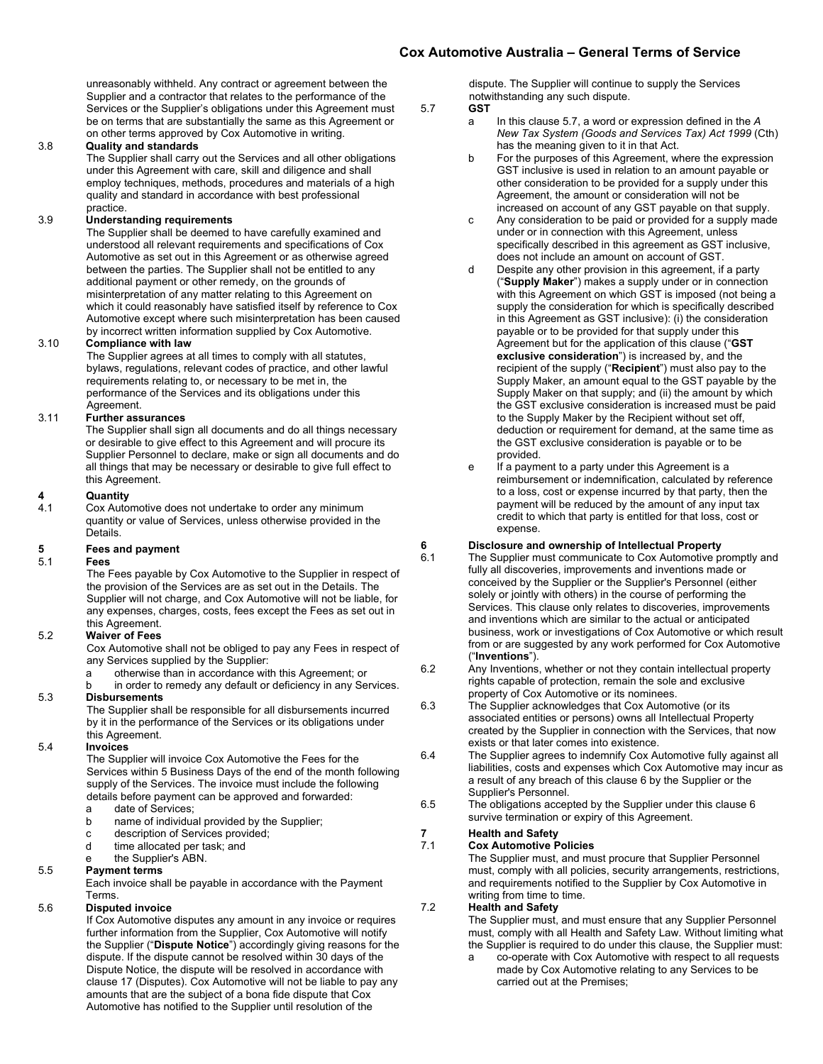unreasonably withheld. Any contract or agreement between the Supplier and a contractor that relates to the performance of the Services or the Supplier's obligations under this Agreement must be on terms that are substantially the same as this Agreement or on other terms approved by Cox Automotive in writing.

3.8 **Quality and standards**

The Supplier shall carry out the Services and all other obligations under this Agreement with care, skill and diligence and shall employ techniques, methods, procedures and materials of a high quality and standard in accordance with best professional practice.

3.9 **Understanding requirements**

The Supplier shall be deemed to have carefully examined and understood all relevant requirements and specifications of Cox Automotive as set out in this Agreement or as otherwise agreed between the parties. The Supplier shall not be entitled to any additional payment or other remedy, on the grounds of misinterpretation of any matter relating to this Agreement on which it could reasonably have satisfied itself by reference to Cox Automotive except where such misinterpretation has been caused by incorrect written information supplied by Cox Automotive.

3.10 **Compliance with law**

The Supplier agrees at all times to comply with all statutes, bylaws, regulations, relevant codes of practice, and other lawful requirements relating to, or necessary to be met in, the performance of the Services and its obligations under this Agreement.

3.11 **Further assurances**

The Supplier shall sign all documents and do all things necessary or desirable to give effect to this Agreement and will procure its Supplier Personnel to declare, make or sign all documents and do all things that may be necessary or desirable to give full effect to this Agreement.

## 4 Quantity

4.1 Cox Automotive does not undertake to order any minimum quantity or value of Services, unless otherwise provided in the Details.

## 5 Fees and payment

5.1 **Fees**

The Fees payable by Cox Automotive to the Supplier in respect of the provision of the Services are as set out in the Details. The Supplier will not charge, and Cox Automotive will not be liable, for any expenses, charges, costs, fees except the Fees as set out in this Agreement.

5.2 **Waiver of Fees**

Cox Automotive shall not be obliged to pay any Fees in respect of any Services supplied by the Supplier:

a otherwise than in accordance with this Agreement; or

b in order to remedy any default or deficiency in any Services.

5.3 **Disbursements**

The Supplier shall be responsible for all disbursements incurred by it in the performance of the Services or its obligations under this Agreement.

5.4 **Invoices**

The Supplier will invoice Cox Automotive the Fees for the Services within 5 Business Days of the end of the month following supply of the Services. The invoice must include the following details before payment can be approved and forwarded:

a date of Services;

b name of individual provided by the Supplier;

c description of Services provided;

d time allocated per task; and

e the Supplier's ABN.

5.5 **Payment terms**

Each invoice shall be payable in accordance with the Payment Terms.

5.6 **Disputed invoice**

If Cox Automotive disputes any amount in any invoice or requires further information from the Supplier, Cox Automotive will notify the Supplier ("**Dispute Notice**") accordingly giving reasons for the dispute. If the dispute cannot be resolved within 30 days of the Dispute Notice, the dispute will be resolved in accordance with clause 17 (Disputes). Cox Automotive will not be liable to pay any amounts that are the subject of a bona fide dispute that Cox Automotive has notified to the Supplier until resolution of the dispute. The Supplier will continue to supply the Services notwithstanding any such dispute.

5.7 **GST**

a In this clause 5.7, a word or expression defined in the *A New Tax System (Goods and Services Tax) Act 1999* (Cth) has the meaning given to it in that Act.

b For the purposes of this Agreement, where the expression GST inclusive is used in relation to an amount payable or other consideration to be provided for a supply under this Agreement, the amount or consideration will not be increased on account of any GST payable on that supply.

c Any consideration to be paid or provided for a supply made under or in connection with this Agreement, unless specifically described in this agreement as GST inclusive, does not include an amount on account of GST.

d Despite any other provision in this agreement, if a party ("**Supply Maker**") makes a supply under or in connection with this Agreement on which GST is imposed (not being a supply the consideration for which is specifically described in this Agreement as GST inclusive): (i) the consideration payable or to be provided for that supply under this Agreement but for the application of this clause ("**GST exclusive consideration**") is increased by, and the recipient of the supply ("**Recipient**") must also pay to the Supply Maker, an amount equal to the GST payable by the Supply Maker on that supply; and (ii) the amount by which the GST exclusive consideration is increased must be paid to the Supply Maker by the Recipient without set off, deduction or requirement for demand, at the same time as the GST exclusive consideration is payable or to be provided.

e If a payment to a party under this Agreement is a reimbursement or indemnification, calculated by reference to a loss, cost or expense incurred by that party, then the payment will be reduced by the amount of any input tax credit to which that party is entitled for that loss, cost or expense.

## 6 Disclosure and ownership of Intellectual Property

6.1 The Supplier must communicate to Cox Automotive promptly and fully all discoveries, improvements and inventions made or conceived by the Supplier or the Supplier's Personnel (either solely or jointly with others) in the course of performing the Services. This clause only relates to discoveries, improvements and inventions which are similar to the actual or anticipated business, work or investigations of Cox Automotive or which result from or are suggested by any work performed for Cox Automotive ("**Inventions**").

6.2 Any Inventions, whether or not they contain intellectual property rights capable of protection, remain the sole and exclusive property of Cox Automotive or its nominees.

6.3 The Supplier acknowledges that Cox Automotive (or its associated entities or persons) owns all Intellectual Property created by the Supplier in connection with the Services, that now exists or that later comes into existence.

6.4 The Supplier agrees to indemnify Cox Automotive fully against all liabilities, costs and expenses which Cox Automotive may incur as a result of any breach of this clause 6 by the Supplier or the Supplier's Personnel.

6.5 The obligations accepted by the Supplier under this clause 6 survive termination or expiry of this Agreement.

## 7 Health and Safety

7.1 **Cox Automotive Policies**

The Supplier must, and must procure that Supplier Personnel must, comply with all policies, security arrangements, restrictions, and requirements notified to the Supplier by Cox Automotive in writing from time to time.

7.2 **Health and Safety**

The Supplier must, and must ensure that any Supplier Personnel must, comply with all Health and Safety Law. Without limiting what the Supplier is required to do under this clause, the Supplier must:

a co-operate with Cox Automotive with respect to all requests made by Cox Automotive relating to any Services to be carried out at the Premises;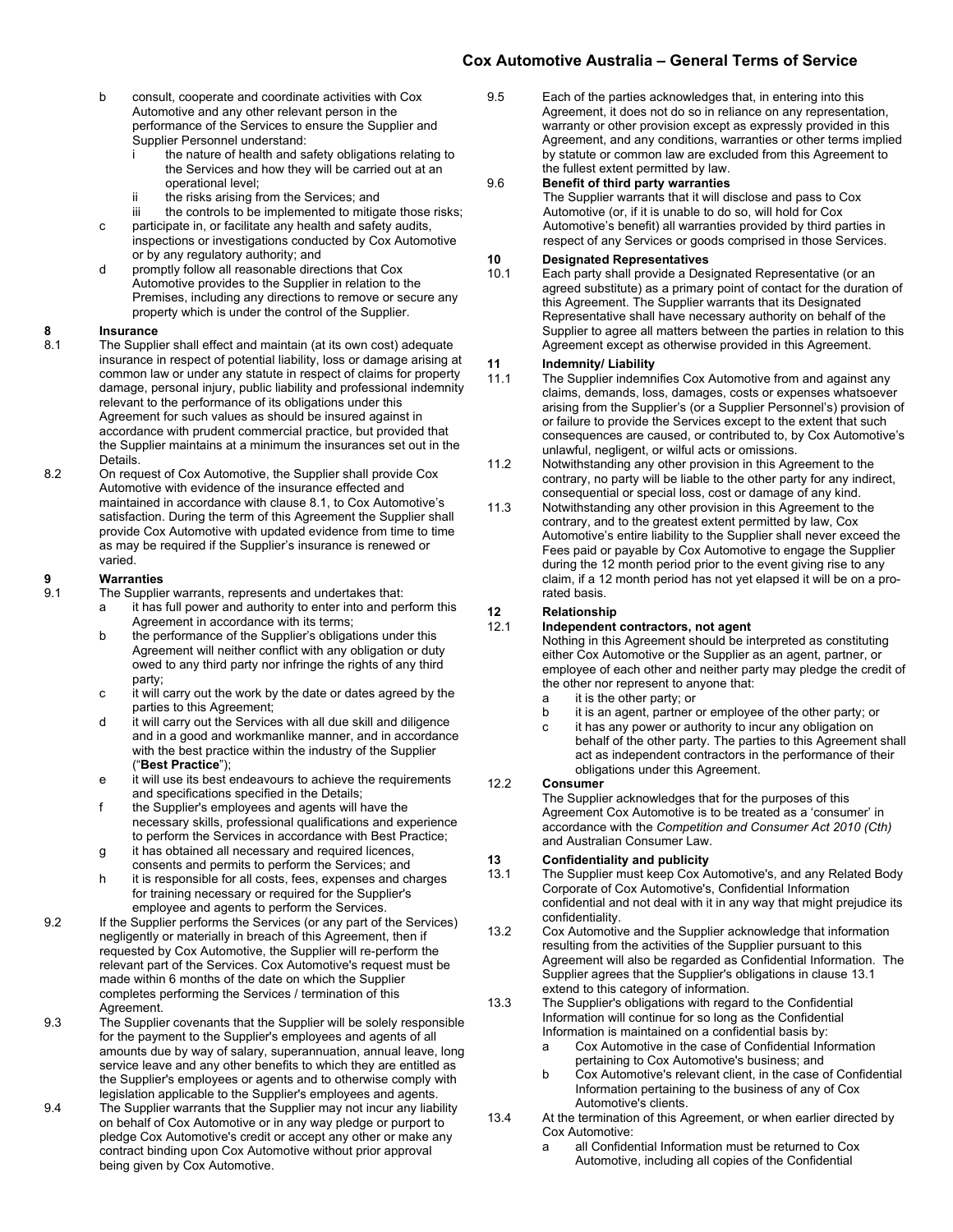b consult, cooperate and coordinate activities with Cox Automotive and any other relevant person in the performance of the Services to ensure the Supplier and Supplier Personnel understand:
   i the nature of health and safety obligations relating to the Services and how they will be carried out at an operational level;
   ii the risks arising from the Services; and
   iii the controls to be implemented to mitigate those risks;

c participate in, or facilitate any health and safety audits, inspections or investigations conducted by Cox Automotive or by any regulatory authority; and

d promptly follow all reasonable directions that Cox Automotive provides to the Supplier in relation to the Premises, including any directions to remove or secure any property which is under the control of the Supplier.

## 8 Insurance

8.1 The Supplier shall effect and maintain (at its own cost) adequate insurance in respect of potential liability, loss or damage arising at common law or under any statute in respect of claims for property damage, personal injury, public liability and professional indemnity relevant to the performance of its obligations under this Agreement for such values as should be insured against in accordance with prudent commercial practice, but provided that the Supplier maintains at a minimum the insurances set out in the Details.

8.2 On request of Cox Automotive, the Supplier shall provide Cox Automotive with evidence of the insurance effected and maintained in accordance with clause 8.1, to Cox Automotive's satisfaction. During the term of this Agreement the Supplier shall provide Cox Automotive with updated evidence from time to time as may be required if the Supplier's insurance is renewed or varied.

## 9 Warranties

9.1 The Supplier warrants, represents and undertakes that:

a it has full power and authority to enter into and perform this Agreement in accordance with its terms;

b the performance of the Supplier's obligations under this Agreement will neither conflict with any obligation or duty owed to any third party nor infringe the rights of any third party;

c it will carry out the work by the date or dates agreed by the parties to this Agreement;

d it will carry out the Services with all due skill and diligence and in a good and workmanlike manner, and in accordance with the best practice within the industry of the Supplier ("**Best Practice**");

e it will use its best endeavours to achieve the requirements and specifications specified in the Details;

f the Supplier's employees and agents will have the necessary skills, professional qualifications and experience to perform the Services in accordance with Best Practice;

g it has obtained all necessary and required licences, consents and permits to perform the Services; and

h it is responsible for all costs, fees, expenses and charges for training necessary or required for the Supplier's employee and agents to perform the Services.

9.2 If the Supplier performs the Services (or any part of the Services) negligently or materially in breach of this Agreement, then if requested by Cox Automotive, the Supplier will re-perform the relevant part of the Services. Cox Automotive's request must be made within 6 months of the date on which the Supplier completes performing the Services / termination of this Agreement.

9.3 The Supplier covenants that the Supplier will be solely responsible for the payment to the Supplier's employees and agents of all amounts due by way of salary, superannuation, annual leave, long service leave and any other benefits to which they are entitled as the Supplier's employees or agents and to otherwise comply with legislation applicable to the Supplier's employees and agents.

9.4 The Supplier warrants that the Supplier may not incur any liability on behalf of Cox Automotive or in any way pledge or purport to pledge Cox Automotive's credit or accept any other or make any contract binding upon Cox Automotive without prior approval being given by Cox Automotive.

9.5 Each of the parties acknowledges that, in entering into this Agreement, it does not do so in reliance on any representation, warranty or other provision except as expressly provided in this Agreement, and any conditions, warranties or other terms implied by statute or common law are excluded from this Agreement to the fullest extent permitted by law.

9.6 **Benefit of third party warranties**

The Supplier warrants that it will disclose and pass to Cox Automotive (or, if it is unable to do so, will hold for Cox Automotive's benefit) all warranties provided by third parties in respect of any Services or goods comprised in those Services.

## 10 Designated Representatives

10.1 Each party shall provide a Designated Representative (or an agreed substitute) as a primary point of contact for the duration of this Agreement. The Supplier warrants that its Designated Representative shall have necessary authority on behalf of the Supplier to agree all matters between the parties in relation to this Agreement except as otherwise provided in this Agreement.

## 11 Indemnity/ Liability

11.1 The Supplier indemnifies Cox Automotive from and against any claims, demands, loss, damages, costs or expenses whatsoever arising from the Supplier's (or a Supplier Personnel's) provision of or failure to provide the Services except to the extent that such consequences are caused, or contributed to, by Cox Automotive's unlawful, negligent, or wilful acts or omissions.

11.2 Notwithstanding any other provision in this Agreement to the contrary, no party will be liable to the other party for any indirect, consequential or special loss, cost or damage of any kind.

11.3 Notwithstanding any other provision in this Agreement to the contrary, and to the greatest extent permitted by law, Cox Automotive's entire liability to the Supplier shall never exceed the Fees paid or payable by Cox Automotive to engage the Supplier during the 12 month period prior to the event giving rise to any claim, if a 12 month period has not yet elapsed it will be on a pro-rated basis.

## 12 Relationship

12.1 **Independent contractors, not agent**

Nothing in this Agreement should be interpreted as constituting either Cox Automotive or the Supplier as an agent, partner, or employee of each other and neither party may pledge the credit of the other nor represent to anyone that:

a it is the other party; or

b it is an agent, partner or employee of the other party; or

c it has any power or authority to incur any obligation on behalf of the other party. The parties to this Agreement shall act as independent contractors in the performance of their obligations under this Agreement.

12.2 **Consumer**

The Supplier acknowledges that for the purposes of this Agreement Cox Automotive is to be treated as a 'consumer' in accordance with the *Competition and Consumer Act 2010 (Cth)* and Australian Consumer Law.

## 13 Confidentiality and publicity

13.1 The Supplier must keep Cox Automotive's, and any Related Body Corporate of Cox Automotive's, Confidential Information confidential and not deal with it in any way that might prejudice its confidentiality.

13.2 Cox Automotive and the Supplier acknowledge that information resulting from the activities of the Supplier pursuant to this Agreement will also be regarded as Confidential Information. The Supplier agrees that the Supplier's obligations in clause 13.1 extend to this category of information.

13.3 The Supplier's obligations with regard to the Confidential Information will continue for so long as the Confidential Information is maintained on a confidential basis by:

a Cox Automotive in the case of Confidential Information pertaining to Cox Automotive's business; and

b Cox Automotive's relevant client, in the case of Confidential Information pertaining to the business of any of Cox Automotive's clients.

13.4 At the termination of this Agreement, or when earlier directed by Cox Automotive:

a all Confidential Information must be returned to Cox Automotive, including all copies of the Confidential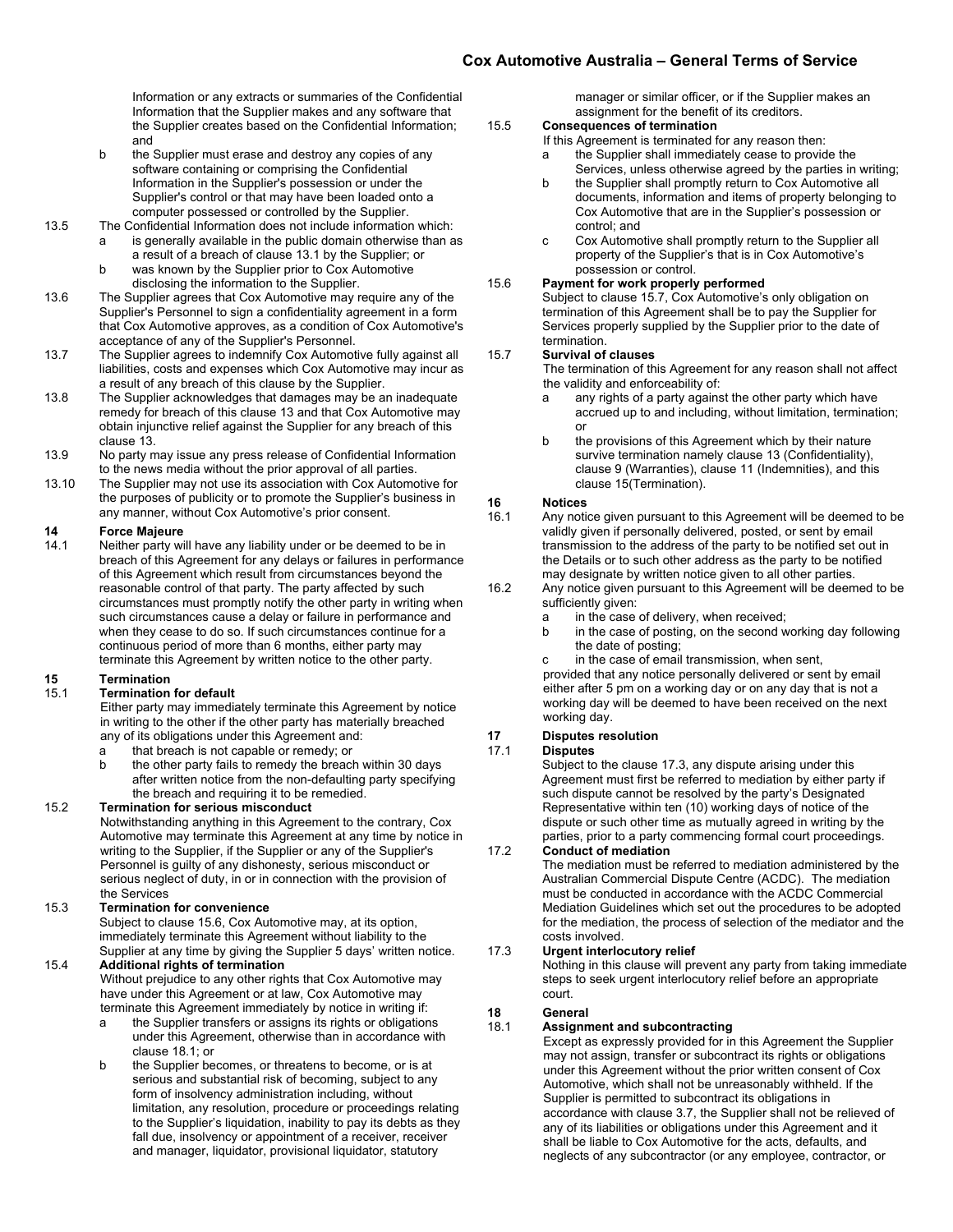Information or any extracts or summaries of the Confidential Information that the Supplier makes and any software that the Supplier creates based on the Confidential Information; and

b the Supplier must erase and destroy any copies of any software containing or comprising the Confidential Information in the Supplier's possession or under the Supplier's control or that may have been loaded onto a computer possessed or controlled by the Supplier.

13.5 The Confidential Information does not include information which:

a is generally available in the public domain otherwise than as a result of a breach of clause 13.1 by the Supplier; or

b was known by the Supplier prior to Cox Automotive disclosing the information to the Supplier.

13.6 The Supplier agrees that Cox Automotive may require any of the Supplier's Personnel to sign a confidentiality agreement in a form that Cox Automotive approves, as a condition of Cox Automotive's acceptance of any of the Supplier's Personnel.

13.7 The Supplier agrees to indemnify Cox Automotive fully against all liabilities, costs and expenses which Cox Automotive may incur as a result of any breach of this clause by the Supplier.

13.8 The Supplier acknowledges that damages may be an inadequate remedy for breach of this clause 13 and that Cox Automotive may obtain injunctive relief against the Supplier for any breach of this clause 13.

13.9 No party may issue any press release of Confidential Information to the news media without the prior approval of all parties.

13.10 The Supplier may not use its association with Cox Automotive for the purposes of publicity or to promote the Supplier's business in any manner, without Cox Automotive's prior consent.

## 14 Force Majeure

14.1 Neither party will have any liability under or be deemed to be in breach of this Agreement for any delays or failures in performance of this Agreement which result from circumstances beyond the reasonable control of that party. The party affected by such circumstances must promptly notify the other party in writing when such circumstances cause a delay or failure in performance and when they cease to do so. If such circumstances continue for a continuous period of more than 6 months, either party may terminate this Agreement by written notice to the other party.

## 15 Termination

**15.1 Termination for default**

Either party may immediately terminate this Agreement by notice in writing to the other if the other party has materially breached any of its obligations under this Agreement and:

a that breach is not capable or remedy; or

b the other party fails to remedy the breach within 30 days after written notice from the non-defaulting party specifying the breach and requiring it to be remedied.

**15.2 Termination for serious misconduct**

Notwithstanding anything in this Agreement to the contrary, Cox Automotive may terminate this Agreement at any time by notice in writing to the Supplier, if the Supplier or any of the Supplier's Personnel is guilty of any dishonesty, serious misconduct or serious neglect of duty, in or in connection with the provision of the Services

**15.3 Termination for convenience**

Subject to clause 15.6, Cox Automotive may, at its option, immediately terminate this Agreement without liability to the Supplier at any time by giving the Supplier 5 days' written notice.

**15.4 Additional rights of termination**

Without prejudice to any other rights that Cox Automotive may have under this Agreement or at law, Cox Automotive may terminate this Agreement immediately by notice in writing if:

a the Supplier transfers or assigns its rights or obligations under this Agreement, otherwise than in accordance with clause 18.1; or

b the Supplier becomes, or threatens to become, or is at serious and substantial risk of becoming, subject to any form of insolvency administration including, without limitation, any resolution, procedure or proceedings relating to the Supplier's liquidation, inability to pay its debts as they fall due, insolvency or appointment of a receiver, receiver and manager, liquidator, provisional liquidator, statutory manager or similar officer, or if the Supplier makes an assignment for the benefit of its creditors.

**15.5 Consequences of termination**

If this Agreement is terminated for any reason then:

a the Supplier shall immediately cease to provide the Services, unless otherwise agreed by the parties in writing;

b the Supplier shall promptly return to Cox Automotive all documents, information and items of property belonging to Cox Automotive that are in the Supplier's possession or control; and

c Cox Automotive shall promptly return to the Supplier all property of the Supplier's that is in Cox Automotive's possession or control.

**15.6 Payment for work properly performed**

Subject to clause 15.7, Cox Automotive's only obligation on termination of this Agreement shall be to pay the Supplier for Services properly supplied by the Supplier prior to the date of termination.

**15.7 Survival of clauses**

The termination of this Agreement for any reason shall not affect the validity and enforceability of:

a any rights of a party against the other party which have accrued up to and including, without limitation, termination; or

b the provisions of this Agreement which by their nature survive termination namely clause 13 (Confidentiality), clause 9 (Warranties), clause 11 (Indemnities), and this clause 15(Termination).

## 16 Notices

16.1 Any notice given pursuant to this Agreement will be deemed to be validly given if personally delivered, posted, or sent by email transmission to the address of the party to be notified set out in the Details or to such other address as the party to be notified may designate by written notice given to all other parties.

16.2 Any notice given pursuant to this Agreement will be deemed to be sufficiently given:

a in the case of delivery, when received;

b in the case of posting, on the second working day following the date of posting;

c in the case of email transmission, when sent,

provided that any notice personally delivered or sent by email either after 5 pm on a working day or on any day that is not a working day will be deemed to have been received on the next working day.

## 17 Disputes resolution

**17.1 Disputes**

Subject to the clause 17.3, any dispute arising under this Agreement must first be referred to mediation by either party if such dispute cannot be resolved by the party's Designated Representative within ten (10) working days of notice of the dispute or such other time as mutually agreed in writing by the parties, prior to a party commencing formal court proceedings.

**17.2 Conduct of mediation**

The mediation must be referred to mediation administered by the Australian Commercial Dispute Centre (ACDC). The mediation must be conducted in accordance with the ACDC Commercial Mediation Guidelines which set out the procedures to be adopted for the mediation, the process of selection of the mediator and the costs involved.

**17.3 Urgent interlocutory relief**

Nothing in this clause will prevent any party from taking immediate steps to seek urgent interlocutory relief before an appropriate court.

## 18 General

**18.1 Assignment and subcontracting**

Except as expressly provided for in this Agreement the Supplier may not assign, transfer or subcontract its rights or obligations under this Agreement without the prior written consent of Cox Automotive, which shall not be unreasonably withheld. If the Supplier is permitted to subcontract its obligations in accordance with clause 3.7, the Supplier shall not be relieved of any of its liabilities or obligations under this Agreement and it shall be liable to Cox Automotive for the acts, defaults, and neglects of any subcontractor (or any employee, contractor, or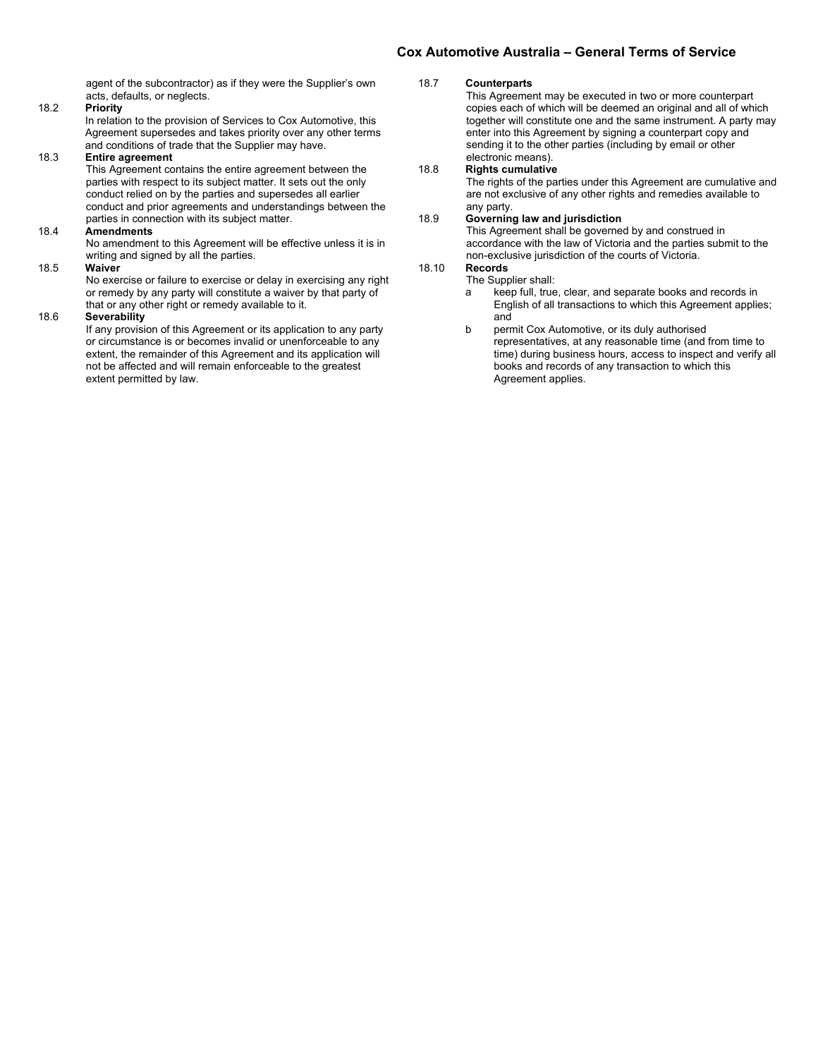agent of the subcontractor) as if they were the Supplier's own acts, defaults, or neglects.

18.2 **Priority**

In relation to the provision of Services to Cox Automotive, this Agreement supersedes and takes priority over any other terms and conditions of trade that the Supplier may have.

18.3 **Entire agreement**

This Agreement contains the entire agreement between the parties with respect to its subject matter. It sets out the only conduct relied on by the parties and supersedes all earlier conduct and prior agreements and understandings between the parties in connection with its subject matter.

18.4 **Amendments**

No amendment to this Agreement will be effective unless it is in writing and signed by all the parties.

18.5 **Waiver**

No exercise or failure to exercise or delay in exercising any right or remedy by any party will constitute a waiver by that party of that or any other right or remedy available to it.

18.6 **Severability**

If any provision of this Agreement or its application to any party or circumstance is or becomes invalid or unenforceable to any extent, the remainder of this Agreement and its application will not be affected and will remain enforceable to the greatest extent permitted by law.

18.7 **Counterparts**

This Agreement may be executed in two or more counterpart copies each of which will be deemed an original and all of which together will constitute one and the same instrument. A party may enter into this Agreement by signing a counterpart copy and sending it to the other parties (including by email or other electronic means).

18.8 **Rights cumulative**

The rights of the parties under this Agreement are cumulative and are not exclusive of any other rights and remedies available to any party.

18.9 **Governing law and jurisdiction**

This Agreement shall be governed by and construed in accordance with the law of Victoria and the parties submit to the non-exclusive jurisdiction of the courts of Victoria.

18.10 **Records**

The Supplier shall:

a keep full, true, clear, and separate books and records in English of all transactions to which this Agreement applies; and

b permit Cox Automotive, or its duly authorised representatives, at any reasonable time (and from time to time) during business hours, access to inspect and verify all books and records of any transaction to which this Agreement applies.